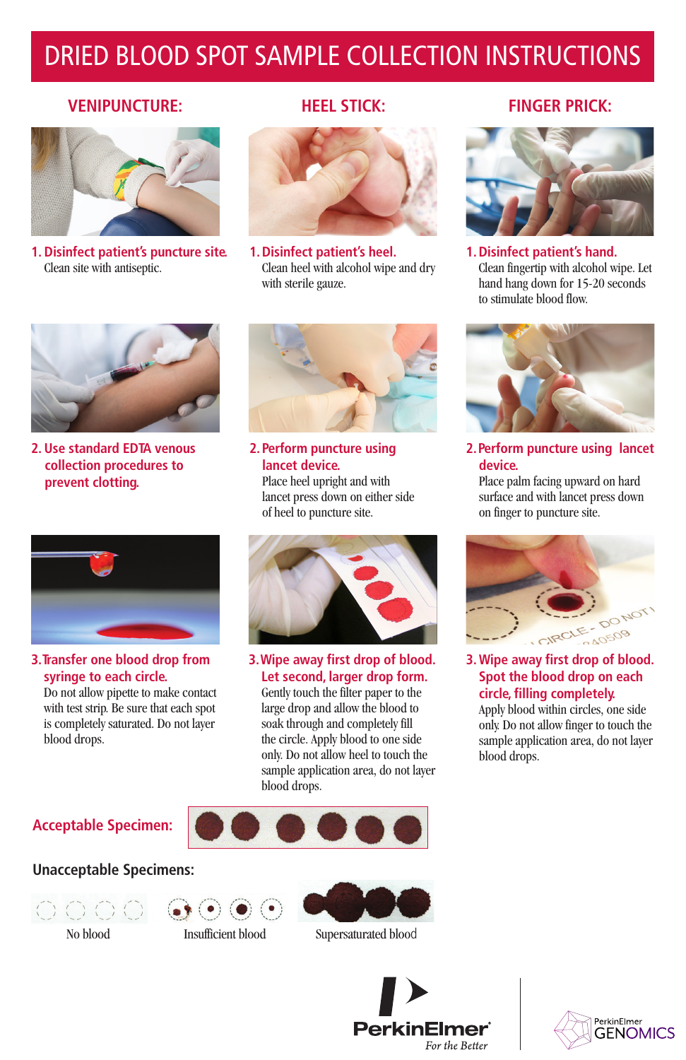# DRIED BLOOD SPOT SAMPLE COLLECTION INSTRUCTIONS

## VENIPUNCTURE:

**1. Disinfect patient's puncture site.**
Clean site with antiseptic.

**2. Use standard EDTA venous collection procedures to prevent clotting.**

**3. Transfer one blood drop from syringe to each circle.**
Do not allow pipette to make contact with test strip. Be sure that each spot is completely saturated. Do not layer blood drops.

## HEEL STICK:

**1. Disinfect patient's heel.**
Clean heel with alcohol wipe and dry with sterile gauze.

**2. Perform puncture using lancet device.**
Place heel upright and with lancet press down on either side of heel to puncture site.

**3. Wipe away first drop of blood. Let second, larger drop form.**
Gently touch the filter paper to the large drop and allow the blood to soak through and completely fill the circle. Apply blood to one side only. Do not allow heel to touch the sample application area, do not layer blood drops.

## FINGER PRICK:

**1. Disinfect patient's hand.**
Clean fingertip with alcohol wipe. Let hand hang down for 15-20 seconds to stimulate blood flow.

**2. Perform puncture using lancet device.**
Place palm facing upward on hard surface and with lancet press down on finger to puncture site.

**3. Wipe away first drop of blood. Spot the blood drop on each circle, filling completely.**
Apply blood within circles, one side only. Do not allow finger to touch the sample application area, do not layer blood drops.

**Acceptable Specimen:**

**Unacceptable Specimens:**

No blood

Insufficient blood

Supersaturated blood

PerkinElmer *For the Better*

PerkinElmer GENOMICS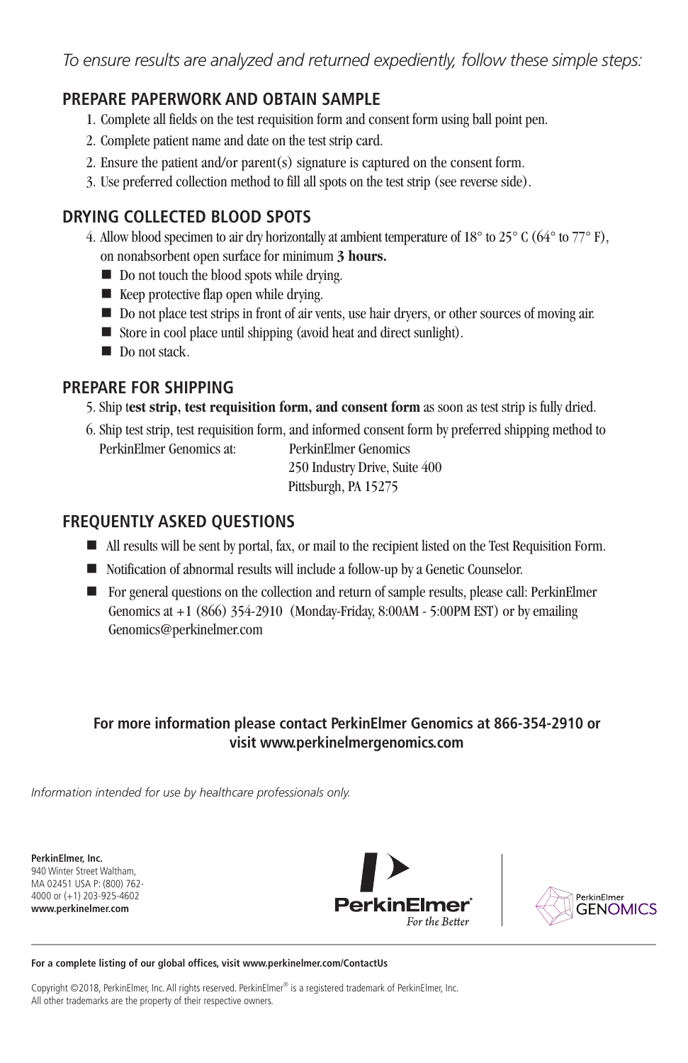*To ensure results are analyzed and returned expediently, follow these simple steps:*

## PREPARE PAPERWORK AND OBTAIN SAMPLE

1. Complete all fields on the test requisition form and consent form using ball point pen.
2. Complete patient name and date on the test strip card.
2. Ensure the patient and/or parent(s) signature is captured on the consent form.
3. Use preferred collection method to fill all spots on the test strip (see reverse side).

## DRYING COLLECTED BLOOD SPOTS

4. Allow blood specimen to air dry horizontally at ambient temperature of 18° to 25° C (64° to 77° F), on nonabsorbent open surface for minimum **3 hours.**
   - Do not touch the blood spots while drying.
   - Keep protective flap open while drying.
   - Do not place test strips in front of air vents, use hair dryers, or other sources of moving air.
   - Store in cool place until shipping (avoid heat and direct sunlight).
   - Do not stack.

## PREPARE FOR SHIPPING

5. Ship t**est strip, test requisition form, and consent form** as soon as test strip is fully dried.
6. Ship test strip, test requisition form, and informed consent form by preferred shipping method to PerkinElmer Genomics at: PerkinElmer Genomics
   250 Industry Drive, Suite 400
   Pittsburgh, PA 15275

## FREQUENTLY ASKED QUESTIONS

- All results will be sent by portal, fax, or mail to the recipient listed on the Test Requisition Form.
- Notification of abnormal results will include a follow-up by a Genetic Counselor.
- For general questions on the collection and return of sample results, please call: PerkinElmer Genomics at +1 (866) 354-2910 (Monday-Friday, 8:00AM - 5:00PM EST) or by emailing Genomics@perkinelmer.com

**For more information please contact PerkinElmer Genomics at 866-354-2910 or visit www.perkinelmergenomics.com**

*Information intended for use by healthcare professionals only.*

**PerkinElmer, Inc.**
940 Winter Street Waltham, MA 02451 USA P: (800) 762-4000 or (+1) 203-925-4602
**www.perkinelmer.com**

PerkinElmer *For the Better*

PerkinElmer GENOMICS

**For a complete listing of our global offices, visit www.perkinelmer.com/ContactUs**

Copyright ©2018, PerkinElmer, Inc. All rights reserved. PerkinElmer® is a registered trademark of PerkinElmer, Inc. All other trademarks are the property of their respective owners.